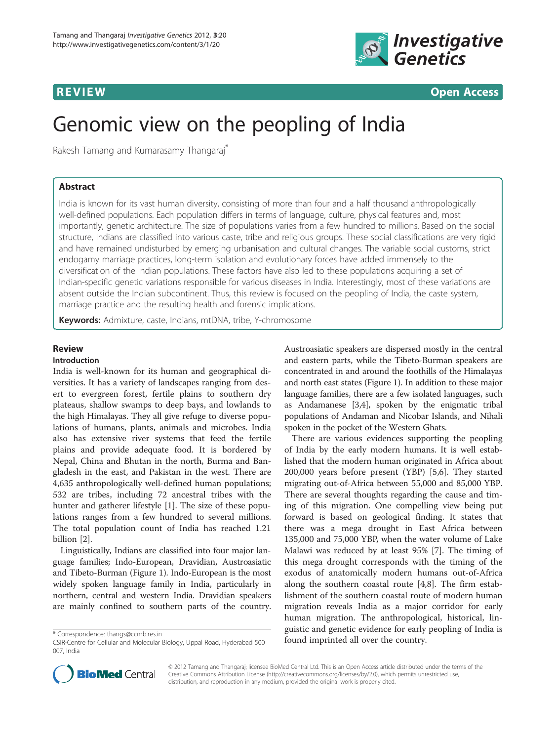REVIEW Open Access

# Genomic view on the peopling of India

Rakesh Tamang and Kumarasamy Thangaraj*

## Abstract

India is known for its vast human diversity, consisting of more than four and a half thousand anthropologically well-defined populations. Each population differs in terms of language, culture, physical features and, most importantly, genetic architecture. The size of populations varies from a few hundred to millions. Based on the social structure, Indians are classified into various caste, tribe and religious groups. These social classifications are very rigid and have remained undisturbed by emerging urbanisation and cultural changes. The variable social customs, strict endogamy marriage practices, long-term isolation and evolutionary forces have added immensely to the diversification of the Indian populations. These factors have also led to these populations acquiring a set of Indian-specific genetic variations responsible for various diseases in India. Interestingly, most of these variations are absent outside the Indian subcontinent. Thus, this review is focused on the peopling of India, the caste system, marriage practice and the resulting health and forensic implications.

**Keywords:** Admixture, caste, Indians, mtDNA, tribe, Y-chromosome

## Review

### Introduction

India is well-known for its human and geographical diversities. It has a variety of landscapes ranging from desert to evergreen forest, fertile plains to southern dry plateaus, shallow swamps to deep bays, and lowlands to the high Himalayas. They all give refuge to diverse populations of humans, plants, animals and microbes. India also has extensive river systems that feed the fertile plains and provide adequate food. It is bordered by Nepal, China and Bhutan in the north, Burma and Bangladesh in the east, and Pakistan in the west. There are 4,635 anthropologically well-defined human populations; 532 are tribes, including 72 ancestral tribes with the hunter and gatherer lifestyle [1]. The size of these populations ranges from a few hundred to several millions. The total population count of India has reached 1.21 billion [2].

Linguistically, Indians are classified into four major language families; Indo-European, Dravidian, Austroasiatic and Tibeto-Burman (Figure 1). Indo-European is the most widely spoken language family in India, particularly in northern, central and western India. Dravidian speakers are mainly confined to southern parts of the country. Austroasiatic speakers are dispersed mostly in the central and eastern parts, while the Tibeto-Burman speakers are concentrated in and around the foothills of the Himalayas and north east states (Figure 1). In addition to these major language families, there are a few isolated languages, such as Andamanese [3,4], spoken by the enigmatic tribal populations of Andaman and Nicobar Islands, and Nihali spoken in the pocket of the Western Ghats.

There are various evidences supporting the peopling of India by the early modern humans. It is well established that the modern human originated in Africa about 200,000 years before present (YBP) [5,6]. They started migrating out-of-Africa between 55,000 and 85,000 YBP. There are several thoughts regarding the cause and timing of this migration. One compelling view being put forward is based on geological finding. It states that there was a mega drought in East Africa between 135,000 and 75,000 YBP, when the water volume of Lake Malawi was reduced by at least 95% [7]. The timing of this mega drought corresponds with the timing of the exodus of anatomically modern humans out-of-Africa along the southern coastal route [4,8]. The firm establishment of the southern coastal route of modern human migration reveals India as a major corridor for early human migration. The anthropological, historical, linguistic and genetic evidence for early peopling of India is found imprinted all over the country.

* Correspondence: thangs@ccmb.res.in
CSIR-Centre for Cellular and Molecular Biology, Uppal Road, Hyderabad 500 007, India

© 2012 Tamang and Thangaraj; licensee BioMed Central Ltd. This is an Open Access article distributed under the terms of the Creative Commons Attribution License (http://creativecommons.org/licenses/by/2.0), which permits unrestricted use, distribution, and reproduction in any medium, provided the original work is properly cited.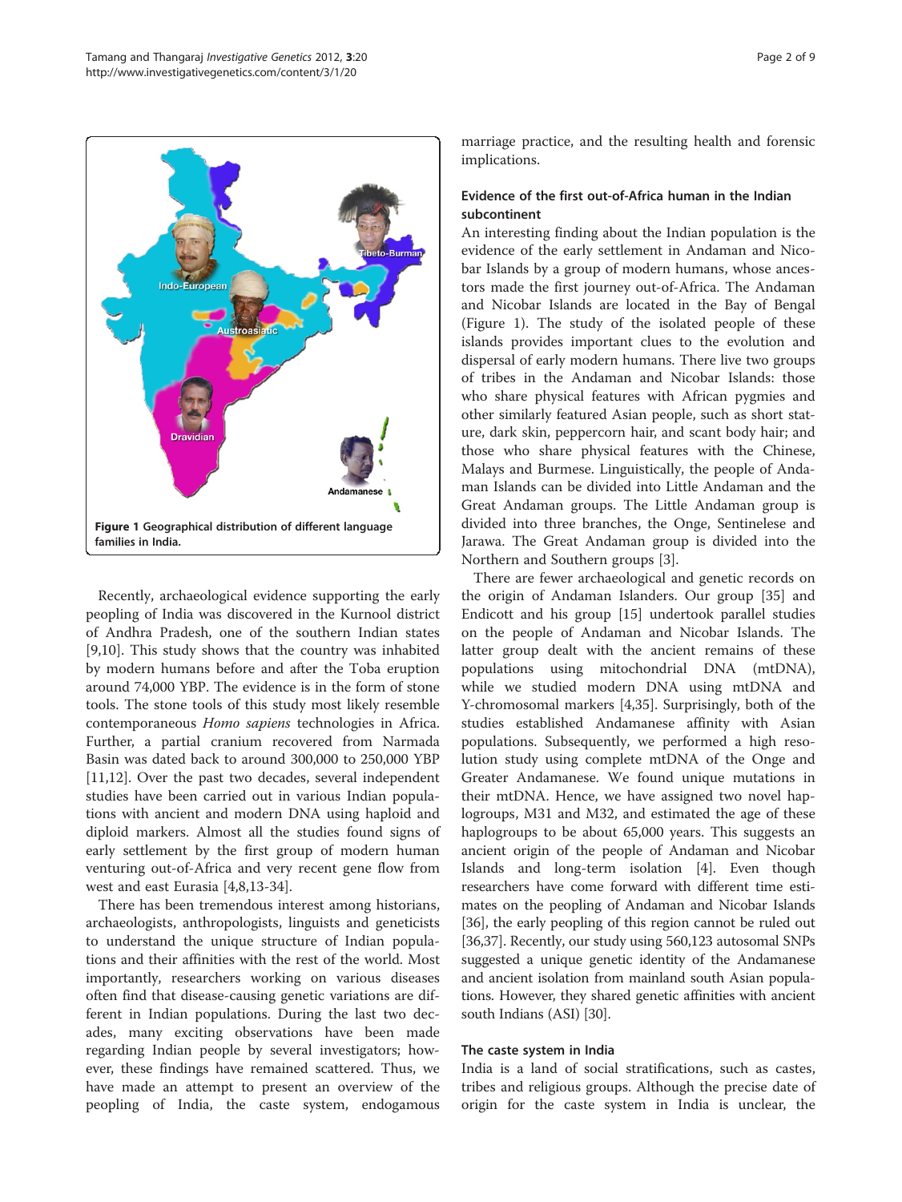Indo-European

Austroasiatic

Tibeto-Burman

Dravidian

Andamanese

**Figure 1** Geographical distribution of different language families in India.

Recently, archaeological evidence supporting the early peopling of India was discovered in the Kurnool district of Andhra Pradesh, one of the southern Indian states [9,10]. This study shows that the country was inhabited by modern humans before and after the Toba eruption around 74,000 YBP. The evidence is in the form of stone tools. The stone tools of this study most likely resemble contemporaneous *Homo sapiens* technologies in Africa. Further, a partial cranium recovered from Narmada Basin was dated back to around 300,000 to 250,000 YBP [11,12]. Over the past two decades, several independent studies have been carried out in various Indian populations with ancient and modern DNA using haploid and diploid markers. Almost all the studies found signs of early settlement by the first group of modern human venturing out-of-Africa and very recent gene flow from west and east Eurasia [4,8,13-34].

There has been tremendous interest among historians, archaeologists, anthropologists, linguists and geneticists to understand the unique structure of Indian populations and their affinities with the rest of the world. Most importantly, researchers working on various diseases often find that disease-causing genetic variations are different in Indian populations. During the last two decades, many exciting observations have been made regarding Indian people by several investigators; however, these findings have remained scattered. Thus, we have made an attempt to present an overview of the peopling of India, the caste system, endogamous marriage practice, and the resulting health and forensic implications.

## Evidence of the first out-of-Africa human in the Indian subcontinent

An interesting finding about the Indian population is the evidence of the early settlement in Andaman and Nicobar Islands by a group of modern humans, whose ancestors made the first journey out-of-Africa. The Andaman and Nicobar Islands are located in the Bay of Bengal (Figure 1). The study of the isolated people of these islands provides important clues to the evolution and dispersal of early modern humans. There live two groups of tribes in the Andaman and Nicobar Islands: those who share physical features with African pygmies and other similarly featured Asian people, such as short stature, dark skin, peppercorn hair, and scant body hair; and those who share physical features with the Chinese, Malays and Burmese. Linguistically, the people of Andaman Islands can be divided into Little Andaman and the Great Andaman groups. The Little Andaman group is divided into three branches, the Onge, Sentinelese and Jarawa. The Great Andaman group is divided into the Northern and Southern groups [3].

There are fewer archaeological and genetic records on the origin of Andaman Islanders. Our group [35] and Endicott and his group [15] undertook parallel studies on the people of Andaman and Nicobar Islands. The latter group dealt with the ancient remains of these populations using mitochondrial DNA (mtDNA), while we studied modern DNA using mtDNA and Y-chromosomal markers [4,35]. Surprisingly, both of the studies established Andamanese affinity with Asian populations. Subsequently, we performed a high resolution study using complete mtDNA of the Onge and Greater Andamanese. We found unique mutations in their mtDNA. Hence, we have assigned two novel haplogroups, M31 and M32, and estimated the age of these haplogroups to be about 65,000 years. This suggests an ancient origin of the people of Andaman and Nicobar Islands and long-term isolation [4]. Even though researchers have come forward with different time estimates on the peopling of Andaman and Nicobar Islands [36], the early peopling of this region cannot be ruled out [36,37]. Recently, our study using 560,123 autosomal SNPs suggested a unique genetic identity of the Andamanese and ancient isolation from mainland south Asian populations. However, they shared genetic affinities with ancient south Indians (ASI) [30].

## The caste system in India

India is a land of social stratifications, such as castes, tribes and religious groups. Although the precise date of origin for the caste system in India is unclear, the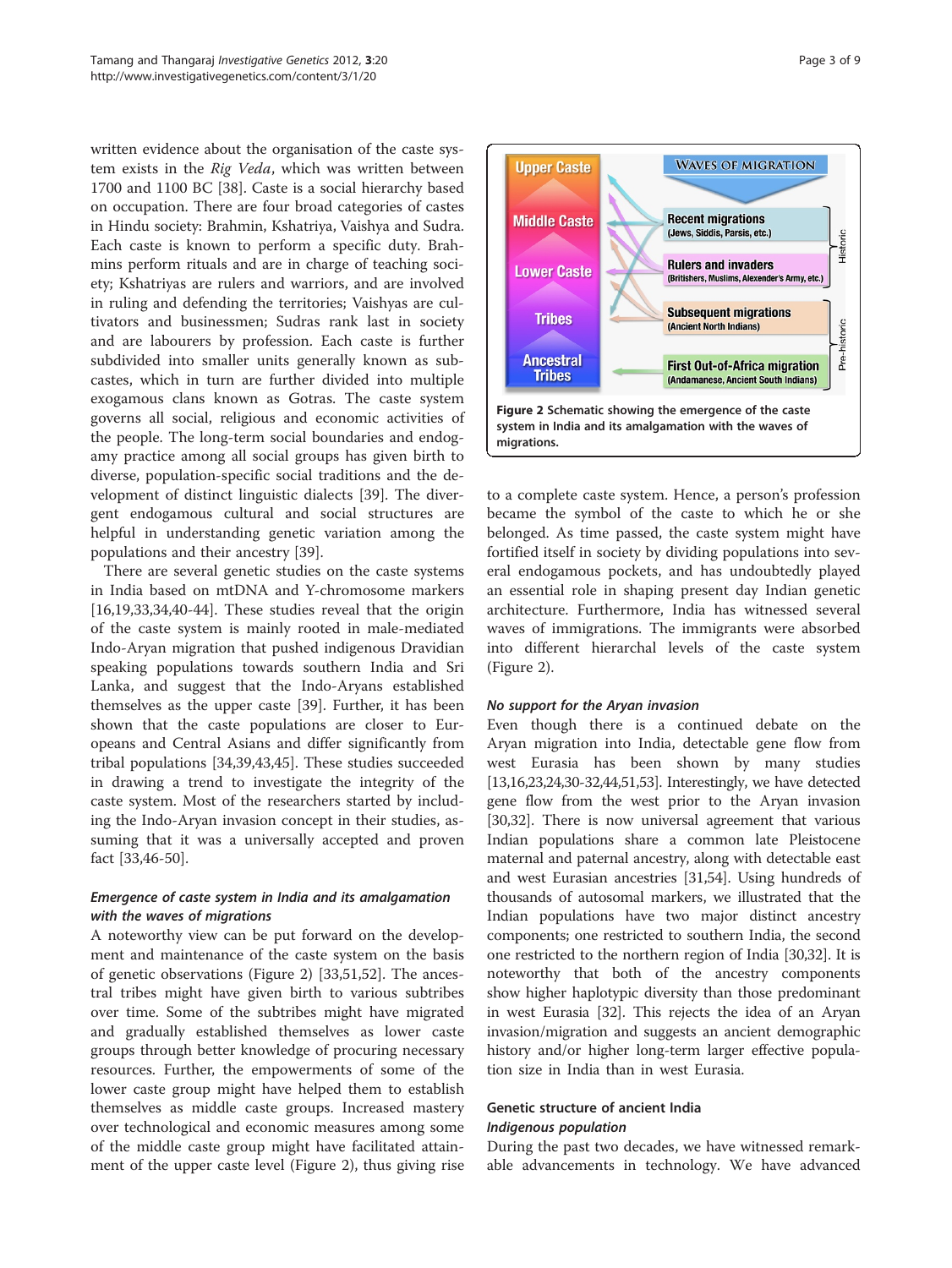written evidence about the organisation of the caste system exists in the *Rig Veda*, which was written between 1700 and 1100 BC [38]. Caste is a social hierarchy based on occupation. There are four broad categories of castes in Hindu society: Brahmin, Kshatriya, Vaishya and Sudra. Each caste is known to perform a specific duty. Brahmins perform rituals and are in charge of teaching society; Kshatriyas are rulers and warriors, and are involved in ruling and defending the territories; Vaishyas are cultivators and businessmen; Sudras rank last in society and are labourers by profession. Each caste is further subdivided into smaller units generally known as subcastes, which in turn are further divided into multiple exogamous clans known as Gotras. The caste system governs all social, religious and economic activities of the people. The long-term social boundaries and endogamy practice among all social groups has given birth to diverse, population-specific social traditions and the development of distinct linguistic dialects [39]. The divergent endogamous cultural and social structures are helpful in understanding genetic variation among the populations and their ancestry [39].

There are several genetic studies on the caste systems in India based on mtDNA and Y-chromosome markers [16,19,33,34,40-44]. These studies reveal that the origin of the caste system is mainly rooted in male-mediated Indo-Aryan migration that pushed indigenous Dravidian speaking populations towards southern India and Sri Lanka, and suggest that the Indo-Aryans established themselves as the upper caste [39]. Further, it has been shown that the caste populations are closer to Europeans and Central Asians and differ significantly from tribal populations [34,39,43,45]. These studies succeeded in drawing a trend to investigate the integrity of the caste system. Most of the researchers started by including the Indo-Aryan invasion concept in their studies, assuming that it was a universally accepted and proven fact [33,46-50].

#### *Emergence of caste system in India and its amalgamation with the waves of migrations*

A noteworthy view can be put forward on the development and maintenance of the caste system on the basis of genetic observations (Figure 2) [33,51,52]. The ancestral tribes might have given birth to various subtribes over time. Some of the subtribes might have migrated and gradually established themselves as lower caste groups through better knowledge of procuring necessary resources. Further, the empowerments of some of the lower caste group might have helped them to establish themselves as middle caste groups. Increased mastery over technological and economic measures among some of the middle caste group might have facilitated attainment of the upper caste level (Figure 2), thus giving rise to a complete caste system. Hence, a person's profession became the symbol of the caste to which he or she belonged. As time passed, the caste system might have fortified itself in society by dividing populations into several endogamous pockets, and has undoubtedly played an essential role in shaping present day Indian genetic architecture. Furthermore, India has witnessed several waves of immigrations. The immigrants were absorbed into different hierarchal levels of the caste system (Figure 2).

**Figure 2** Schematic showing the emergence of the caste system in India and its amalgamation with the waves of migrations.

#### *No support for the Aryan invasion*

Even though there is a continued debate on the Aryan migration into India, detectable gene flow from west Eurasia has been shown by many studies [13,16,23,24,30-32,44,51,53]. Interestingly, we have detected gene flow from the west prior to the Aryan invasion [30,32]. There is now universal agreement that various Indian populations share a common late Pleistocene maternal and paternal ancestry, along with detectable east and west Eurasian ancestries [31,54]. Using hundreds of thousands of autosomal markers, we illustrated that the Indian populations have two major distinct ancestry components; one restricted to southern India, the second one restricted to the northern region of India [30,32]. It is noteworthy that both of the ancestry components show higher haplotypic diversity than those predominant in west Eurasia [32]. This rejects the idea of an Aryan invasion/migration and suggests an ancient demographic history and/or higher long-term larger effective population size in India than in west Eurasia.

### Genetic structure of ancient India

#### *Indigenous population*

During the past two decades, we have witnessed remarkable advancements in technology. We have advanced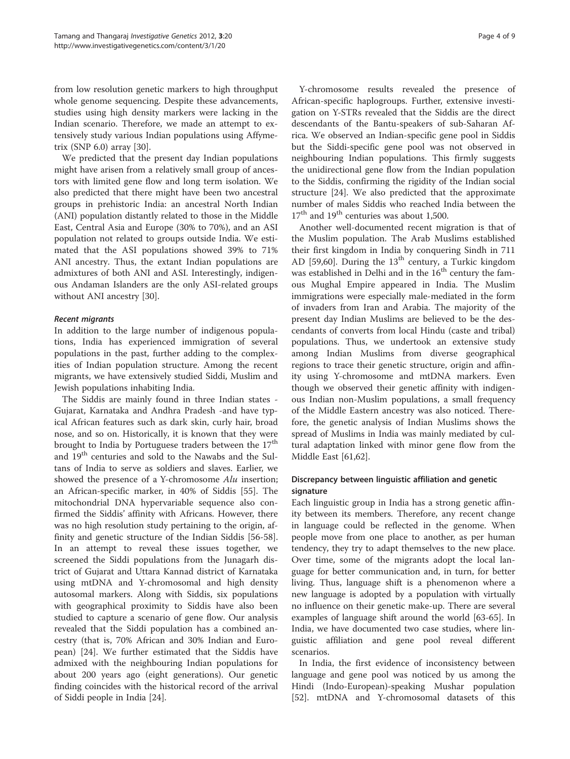from low resolution genetic markers to high throughput whole genome sequencing. Despite these advancements, studies using high density markers were lacking in the Indian scenario. Therefore, we made an attempt to extensively study various Indian populations using Affymetrix (SNP 6.0) array [30].

We predicted that the present day Indian populations might have arisen from a relatively small group of ancestors with limited gene flow and long term isolation. We also predicted that there might have been two ancestral groups in prehistoric India: an ancestral North Indian (ANI) population distantly related to those in the Middle East, Central Asia and Europe (30% to 70%), and an ASI population not related to groups outside India. We estimated that the ASI populations showed 39% to 71% ANI ancestry. Thus, the extant Indian populations are admixtures of both ANI and ASI. Interestingly, indigenous Andaman Islanders are the only ASI-related groups without ANI ancestry [30].

### *Recent migrants*

In addition to the large number of indigenous populations, India has experienced immigration of several populations in the past, further adding to the complexities of Indian population structure. Among the recent migrants, we have extensively studied Siddi, Muslim and Jewish populations inhabiting India.

The Siddis are mainly found in three Indian states - Gujarat, Karnataka and Andhra Pradesh -and have typical African features such as dark skin, curly hair, broad nose, and so on. Historically, it is known that they were brought to India by Portuguese traders between the 17th and 19th centuries and sold to the Nawabs and the Sultans of India to serve as soldiers and slaves. Earlier, we showed the presence of a Y-chromosome *Alu* insertion; an African-specific marker, in 40% of Siddis [55]. The mitochondrial DNA hypervariable sequence also confirmed the Siddis' affinity with Africans. However, there was no high resolution study pertaining to the origin, affinity and genetic structure of the Indian Siddis [56-58]. In an attempt to reveal these issues together, we screened the Siddi populations from the Junagarh district of Gujarat and Uttara Kannad district of Karnataka using mtDNA and Y-chromosomal and high density autosomal markers. Along with Siddis, six populations with geographical proximity to Siddis have also been studied to capture a scenario of gene flow. Our analysis revealed that the Siddi population has a combined ancestry (that is, 70% African and 30% Indian and European) [24]. We further estimated that the Siddis have admixed with the neighbouring Indian populations for about 200 years ago (eight generations). Our genetic finding coincides with the historical record of the arrival of Siddi people in India [24].

Y-chromosome results revealed the presence of African-specific haplogroups. Further, extensive investigation on Y-STRs revealed that the Siddis are the direct descendants of the Bantu-speakers of sub-Saharan Africa. We observed an Indian-specific gene pool in Siddis but the Siddi-specific gene pool was not observed in neighbouring Indian populations. This firmly suggests the unidirectional gene flow from the Indian population to the Siddis, confirming the rigidity of the Indian social structure [24]. We also predicted that the approximate number of males Siddis who reached India between the 17th and 19th centuries was about 1,500.

Another well-documented recent migration is that of the Muslim population. The Arab Muslims established their first kingdom in India by conquering Sindh in 711 AD [59,60]. During the 13th century, a Turkic kingdom was established in Delhi and in the 16th century the famous Mughal Empire appeared in India. The Muslim immigrations were especially male-mediated in the form of invaders from Iran and Arabia. The majority of the present day Indian Muslims are believed to be the descendants of converts from local Hindu (caste and tribal) populations. Thus, we undertook an extensive study among Indian Muslims from diverse geographical regions to trace their genetic structure, origin and affinity using Y-chromosome and mtDNA markers. Even though we observed their genetic affinity with indigenous Indian non-Muslim populations, a small frequency of the Middle Eastern ancestry was also noticed. Therefore, the genetic analysis of Indian Muslims shows the spread of Muslims in India was mainly mediated by cultural adaptation linked with minor gene flow from the Middle East [61,62].

## Discrepancy between linguistic affiliation and genetic signature

Each linguistic group in India has a strong genetic affinity between its members. Therefore, any recent change in language could be reflected in the genome. When people move from one place to another, as per human tendency, they try to adapt themselves to the new place. Over time, some of the migrants adopt the local language for better communication and, in turn, for better living. Thus, language shift is a phenomenon where a new language is adopted by a population with virtually no influence on their genetic make-up. There are several examples of language shift around the world [63-65]. In India, we have documented two case studies, where linguistic affiliation and gene pool reveal different scenarios.

In India, the first evidence of inconsistency between language and gene pool was noticed by us among the Hindi (Indo-European)-speaking Mushar population [52]. mtDNA and Y-chromosomal datasets of this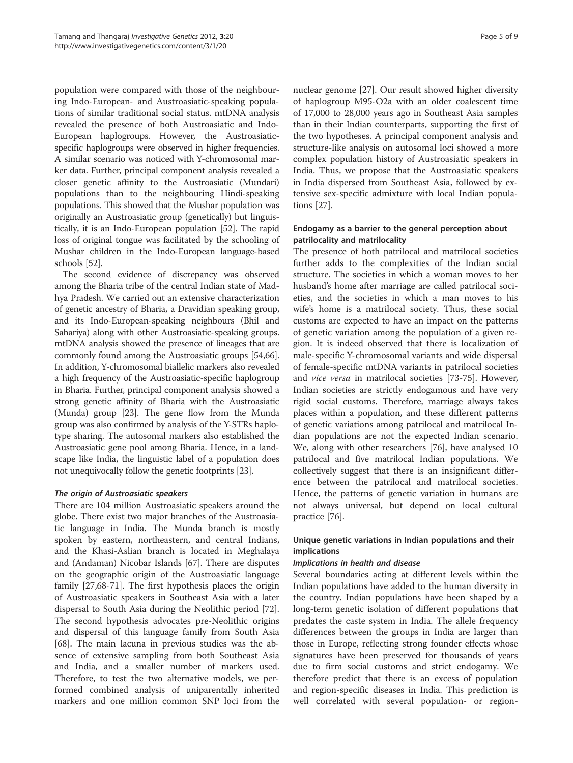population were compared with those of the neighbouring Indo-European- and Austroasiatic-speaking populations of similar traditional social status. mtDNA analysis revealed the presence of both Austroasiatic and Indo-European haplogroups. However, the Austroasiatic-specific haplogroups were observed in higher frequencies. A similar scenario was noticed with Y-chromosomal marker data. Further, principal component analysis revealed a closer genetic affinity to the Austroasiatic (Mundari) populations than to the neighbouring Hindi-speaking populations. This showed that the Mushar population was originally an Austroasiatic group (genetically) but linguistically, it is an Indo-European population [52]. The rapid loss of original tongue was facilitated by the schooling of Mushar children in the Indo-European language-based schools [52].

The second evidence of discrepancy was observed among the Bharia tribe of the central Indian state of Madhya Pradesh. We carried out an extensive characterization of genetic ancestry of Bharia, a Dravidian speaking group, and its Indo-European-speaking neighbours (Bhil and Sahariya) along with other Austroasiatic-speaking groups. mtDNA analysis showed the presence of lineages that are commonly found among the Austroasiatic groups [54,66]. In addition, Y-chromosomal biallelic markers also revealed a high frequency of the Austroasiatic-specific haplogroup in Bharia. Further, principal component analysis showed a strong genetic affinity of Bharia with the Austroasiatic (Munda) group [23]. The gene flow from the Munda group was also confirmed by analysis of the Y-STRs haplotype sharing. The autosomal markers also established the Austroasiatic gene pool among Bharia. Hence, in a landscape like India, the linguistic label of a population does not unequivocally follow the genetic footprints [23].

#### *The origin of Austroasiatic speakers*

There are 104 million Austroasiatic speakers around the globe. There exist two major branches of the Austroasiatic language in India. The Munda branch is mostly spoken by eastern, northeastern, and central Indians, and the Khasi-Aslian branch is located in Meghalaya and (Andaman) Nicobar Islands [67]. There are disputes on the geographic origin of the Austroasiatic language family [27,68-71]. The first hypothesis places the origin of Austroasiatic speakers in Southeast Asia with a later dispersal to South Asia during the Neolithic period [72]. The second hypothesis advocates pre-Neolithic origins and dispersal of this language family from South Asia [68]. The main lacuna in previous studies was the absence of extensive sampling from both Southeast Asia and India, and a smaller number of markers used. Therefore, to test the two alternative models, we performed combined analysis of uniparentally inherited markers and one million common SNP loci from the nuclear genome [27]. Our result showed higher diversity of haplogroup M95-O2a with an older coalescent time of 17,000 to 28,000 years ago in Southeast Asia samples than in their Indian counterparts, supporting the first of the two hypotheses. A principal component analysis and structure-like analysis on autosomal loci showed a more complex population history of Austroasiatic speakers in India. Thus, we propose that the Austroasiatic speakers in India dispersed from Southeast Asia, followed by extensive sex-specific admixture with local Indian populations [27].

### Endogamy as a barrier to the general perception about patrilocality and matrilocality

The presence of both patrilocal and matrilocal societies further adds to the complexities of the Indian social structure. The societies in which a woman moves to her husband's home after marriage are called patrilocal societies, and the societies in which a man moves to his wife's home is a matrilocal society. Thus, these social customs are expected to have an impact on the patterns of genetic variation among the population of a given region. It is indeed observed that there is localization of male-specific Y-chromosomal variants and wide dispersal of female-specific mtDNA variants in patrilocal societies and *vice versa* in matrilocal societies [73-75]. However, Indian societies are strictly endogamous and have very rigid social customs. Therefore, marriage always takes places within a population, and these different patterns of genetic variations among patrilocal and matrilocal Indian populations are not the expected Indian scenario. We, along with other researchers [76], have analysed 10 patrilocal and five matrilocal Indian populations. We collectively suggest that there is an insignificant difference between the patrilocal and matrilocal societies. Hence, the patterns of genetic variation in humans are not always universal, but depend on local cultural practice [76].

### Unique genetic variations in Indian populations and their implications

#### *Implications in health and disease*

Several boundaries acting at different levels within the Indian populations have added to the human diversity in the country. Indian populations have been shaped by a long-term genetic isolation of different populations that predates the caste system in India. The allele frequency differences between the groups in India are larger than those in Europe, reflecting strong founder effects whose signatures have been preserved for thousands of years due to firm social customs and strict endogamy. We therefore predict that there is an excess of population and region-specific diseases in India. This prediction is well correlated with several population- or region-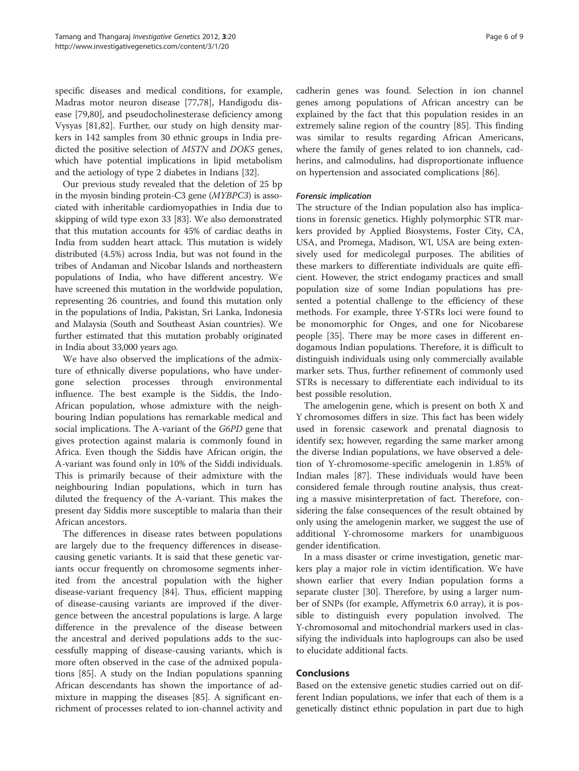specific diseases and medical conditions, for example, Madras motor neuron disease [77,78], Handigodu disease [79,80], and pseudocholinesterase deficiency among Vysyas [81,82]. Further, our study on high density markers in 142 samples from 30 ethnic groups in India predicted the positive selection of *MSTN* and *DOK5* genes, which have potential implications in lipid metabolism and the aetiology of type 2 diabetes in Indians [32].

Our previous study revealed that the deletion of 25 bp in the myosin binding protein-C3 gene (*MYBPC3*) is associated with inheritable cardiomyopathies in India due to skipping of wild type exon 33 [83]. We also demonstrated that this mutation accounts for 45% of cardiac deaths in India from sudden heart attack. This mutation is widely distributed (4.5%) across India, but was not found in the tribes of Andaman and Nicobar Islands and northeastern populations of India, who have different ancestry. We have screened this mutation in the worldwide population, representing 26 countries, and found this mutation only in the populations of India, Pakistan, Sri Lanka, Indonesia and Malaysia (South and Southeast Asian countries). We further estimated that this mutation probably originated in India about 33,000 years ago.

We have also observed the implications of the admixture of ethnically diverse populations, who have undergone selection processes through environmental influence. The best example is the Siddis, the Indo-African population, whose admixture with the neighbouring Indian populations has remarkable medical and social implications. The A-variant of the *G6PD* gene that gives protection against malaria is commonly found in Africa. Even though the Siddis have African origin, the A-variant was found only in 10% of the Siddi individuals. This is primarily because of their admixture with the neighbouring Indian populations, which in turn has diluted the frequency of the A-variant. This makes the present day Siddis more susceptible to malaria than their African ancestors.

The differences in disease rates between populations are largely due to the frequency differences in disease-causing genetic variants. It is said that these genetic variants occur frequently on chromosome segments inherited from the ancestral population with the higher disease-variant frequency [84]. Thus, efficient mapping of disease-causing variants are improved if the divergence between the ancestral populations is large. A large difference in the prevalence of the disease between the ancestral and derived populations adds to the successfully mapping of disease-causing variants, which is more often observed in the case of the admixed populations [85]. A study on the Indian populations spanning African descendants has shown the importance of admixture in mapping the diseases [85]. A significant enrichment of processes related to ion-channel activity and cadherin genes was found. Selection in ion channel genes among populations of African ancestry can be explained by the fact that this population resides in an extremely saline region of the country [85]. This finding was similar to results regarding African Americans, where the family of genes related to ion channels, cadherins, and calmodulins, had disproportionate influence on hypertension and associated complications [86].

#### *Forensic implication*

The structure of the Indian population also has implications in forensic genetics. Highly polymorphic STR markers provided by Applied Biosystems, Foster City, CA, USA, and Promega, Madison, WI, USA are being extensively used for medicolegal purposes. The abilities of these markers to differentiate individuals are quite efficient. However, the strict endogamy practices and small population size of some Indian populations has presented a potential challenge to the efficiency of these methods. For example, three Y-STRs loci were found to be monomorphic for Onges, and one for Nicobarese people [35]. There may be more cases in different endogamous Indian populations. Therefore, it is difficult to distinguish individuals using only commercially available marker sets. Thus, further refinement of commonly used STRs is necessary to differentiate each individual to its best possible resolution.

The amelogenin gene, which is present on both X and Y chromosomes differs in size. This fact has been widely used in forensic casework and prenatal diagnosis to identify sex; however, regarding the same marker among the diverse Indian populations, we have observed a deletion of Y-chromosome-specific amelogenin in 1.85% of Indian males [87]. These individuals would have been considered female through routine analysis, thus creating a massive misinterpretation of fact. Therefore, considering the false consequences of the result obtained by only using the amelogenin marker, we suggest the use of additional Y-chromosome markers for unambiguous gender identification.

In a mass disaster or crime investigation, genetic markers play a major role in victim identification. We have shown earlier that every Indian population forms a separate cluster [30]. Therefore, by using a larger number of SNPs (for example, Affymetrix 6.0 array), it is possible to distinguish every population involved. The Y-chromosomal and mitochondrial markers used in classifying the individuals into haplogroups can also be used to elucidate additional facts.

## Conclusions

Based on the extensive genetic studies carried out on different Indian populations, we infer that each of them is a genetically distinct ethnic population in part due to high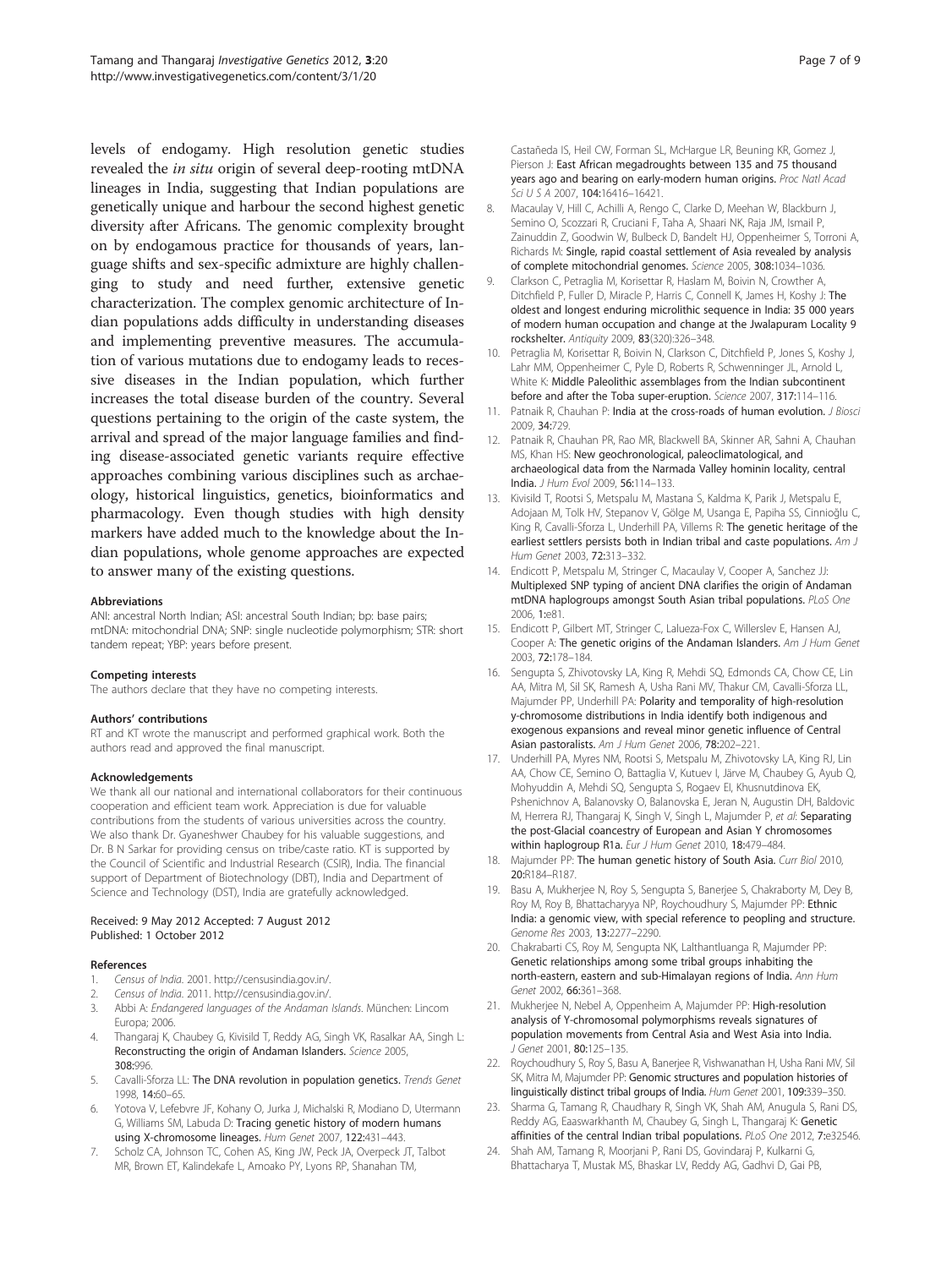levels of endogamy. High resolution genetic studies revealed the *in situ* origin of several deep-rooting mtDNA lineages in India, suggesting that Indian populations are genetically unique and harbour the second highest genetic diversity after Africans. The genomic complexity brought on by endogamous practice for thousands of years, language shifts and sex-specific admixture are highly challenging to study and need further, extensive genetic characterization. The complex genomic architecture of Indian populations adds difficulty in understanding diseases and implementing preventive measures. The accumulation of various mutations due to endogamy leads to recessive diseases in the Indian population, which further increases the total disease burden of the country. Several questions pertaining to the origin of the caste system, the arrival and spread of the major language families and finding disease-associated genetic variants require effective approaches combining various disciplines such as archaeology, historical linguistics, genetics, bioinformatics and pharmacology. Even though studies with high density markers have added much to the knowledge about the Indian populations, whole genome approaches are expected to answer many of the existing questions.

#### Abbreviations

ANI: ancestral North Indian; ASI: ancestral South Indian; bp: base pairs; mtDNA: mitochondrial DNA; SNP: single nucleotide polymorphism; STR: short tandem repeat; YBP: years before present.

#### Competing interests

The authors declare that they have no competing interests.

#### Authors' contributions

RT and KT wrote the manuscript and performed graphical work. Both the authors read and approved the final manuscript.

#### Acknowledgements

We thank all our national and international collaborators for their continuous cooperation and efficient team work. Appreciation is due for valuable contributions from the students of various universities across the country. We also thank Dr. Gyaneshwer Chaubey for his valuable suggestions, and Dr. B N Sarkar for providing census on tribe/caste ratio. KT is supported by the Council of Scientific and Industrial Research (CSIR), India. The financial support of Department of Biotechnology (DBT), India and Department of Science and Technology (DST), India are gratefully acknowledged.

Received: 9 May 2012 Accepted: 7 August 2012
Published: 1 October 2012

#### References

1. *Census of India.* 2001. http://censusindia.gov.in/.
2. *Census of India.* 2011. http://censusindia.gov.in/.
3. Abbi A: *Endangered languages of the Andaman Islands.* München: Lincom Europa; 2006.
4. Thangaraj K, Chaubey G, Kivisild T, Reddy AG, Singh VK, Rasalkar AA, Singh L: **Reconstructing the origin of Andaman Islanders.** *Science* 2005, **308:**996.
5. Cavalli-Sforza LL: **The DNA revolution in population genetics.** *Trends Genet* 1998, **14:**60–65.
6. Yotova V, Lefebvre JF, Kohany O, Jurka J, Michalski R, Modiano D, Utermann G, Williams SM, Labuda D: **Tracing genetic history of modern humans using X-chromosome lineages.** *Hum Genet* 2007, **122:**431–443.
7. Scholz CA, Johnson TC, Cohen AS, King JW, Peck JA, Overpeck JT, Talbot MR, Brown ET, Kalindekafe L, Amoako PY, Lyons RP, Shanahan TM, Castañeda IS, Heil CW, Forman SL, McHargue LR, Beuning KR, Gomez J, Pierson J: **East African megadroughts between 135 and 75 thousand years ago and bearing on early-modern human origins.** *Proc Natl Acad Sci U S A* 2007, **104:**16416–16421.
8. Macaulay V, Hill C, Achilli A, Rengo C, Clarke D, Meehan W, Blackburn J, Semino O, Scozzari R, Cruciani F, Taha A, Shaari NK, Raja JM, Ismail P, Zainuddin Z, Goodwin W, Bulbeck D, Bandelt HJ, Oppenheimer S, Torroni A, Richards M: **Single, rapid coastal settlement of Asia revealed by analysis of complete mitochondrial genomes.** *Science* 2005, **308:**1034–1036.
9. Clarkson C, Petraglia M, Korisettar R, Haslam M, Boivin N, Crowther A, Ditchfield P, Fuller D, Miracle P, Harris C, Connell K, James H, Koshy J: **The oldest and longest enduring microlithic sequence in India: 35 000 years of modern human occupation and change at the Jwalapuram Locality 9 rockshelter.** *Antiquity* 2009, **83**(320):326–348.
10. Petraglia M, Korisettar R, Boivin N, Clarkson C, Ditchfield P, Jones S, Koshy J, Lahr MM, Oppenheimer C, Pyle D, Roberts R, Schwenninger JL, Arnold L, White K: **Middle Paleolithic assemblages from the Indian subcontinent before and after the Toba super-eruption.** *Science* 2007, **317:**114–116.
11. Patnaik R, Chauhan P: **India at the cross-roads of human evolution.** *J Biosci* 2009, **34:**729.
12. Patnaik R, Chauhan PR, Rao MR, Blackwell BA, Skinner AR, Sahni A, Chauhan MS, Khan HS: **New geochronological, paleoclimatological, and archaeological data from the Narmada Valley hominin locality, central India.** *J Hum Evol* 2009, **56:**114–133.
13. Kivisild T, Rootsi S, Metspalu M, Mastana S, Kaldma K, Parik J, Metspalu E, Adojaan M, Tolk HV, Stepanov V, Gölge M, Usanga E, Papiha SS, Cinnioğlu C, King R, Cavalli-Sforza L, Underhill PA, Villems R: **The genetic heritage of the earliest settlers persists both in Indian tribal and caste populations.** *Am J Hum Genet* 2003, **72:**313–332.
14. Endicott P, Metspalu M, Stringer C, Macaulay V, Cooper A, Sanchez JJ: **Multiplexed SNP typing of ancient DNA clarifies the origin of Andaman mtDNA haplogroups amongst South Asian tribal populations.** *PLoS One* 2006, **1:**e81.
15. Endicott P, Gilbert MT, Stringer C, Lalueza-Fox C, Willerslev E, Hansen AJ, Cooper A: **The genetic origins of the Andaman Islanders.** *Am J Hum Genet* 2003, **72:**178–184.
16. Sengupta S, Zhivotovsky LA, King R, Mehdi SQ, Edmonds CA, Chow CE, Lin AA, Mitra M, Sil SK, Ramesh A, Usha Rani MV, Thakur CM, Cavalli-Sforza LL, Majumder PP, Underhill PA: **Polarity and temporality of high-resolution y-chromosome distributions in India identify both indigenous and exogenous expansions and reveal minor genetic influence of Central Asian pastoralists.** *Am J Hum Genet* 2006, **78:**202–221.
17. Underhill PA, Myres NM, Rootsi S, Metspalu M, Zhivotovsky LA, King RJ, Lin AA, Chow CE, Semino O, Battaglia V, Kutuev I, Järve M, Chaubey G, Ayub Q, Mohyuddin A, Mehdi SQ, Sengupta S, Rogaev EI, Khusnutdinova EK, Pshenichnov A, Balanovsky O, Balanovska E, Jeran N, Augustin DH, Baldovic M, Herrera RJ, Thangaraj K, Singh V, Singh L, Majumder P, *et al*: **Separating the post-Glacial coancestry of European and Asian Y chromosomes within haplogroup R1a.** *Eur J Hum Genet* 2010, **18:**479–484.
18. Majumder PP: **The human genetic history of South Asia.** *Curr Biol* 2010, **20:**R184–R187.
19. Basu A, Mukherjee N, Roy S, Sengupta S, Banerjee S, Chakraborty M, Dey B, Roy M, Roy B, Bhattacharyya NP, Roychoudhury S, Majumder PP: **Ethnic India: a genomic view, with special reference to peopling and structure.** *Genome Res* 2003, **13:**2277–2290.
20. Chakrabarti CS, Roy M, Sengupta NK, Lalthantluanga R, Majumder PP: **Genetic relationships among some tribal groups inhabiting the north-eastern, eastern and sub-Himalayan regions of India.** *Ann Hum Genet* 2002, **66:**361–368.
21. Mukherjee N, Nebel A, Oppenheim A, Majumder PP: **High-resolution analysis of Y-chromosomal polymorphisms reveals signatures of population movements from Central Asia and West Asia into India.** *J Genet* 2001, **80:**125–135.
22. Roychoudhury S, Roy S, Basu A, Banerjee R, Vishwanathan H, Usha Rani MV, Sil SK, Mitra M, Majumder PP: **Genomic structures and population histories of linguistically distinct tribal groups of India.** *Hum Genet* 2001, **109:**339–350.
23. Sharma G, Tamang R, Chaudhary R, Singh VK, Shah AM, Anugula S, Rani DS, Reddy AG, Eaaswarkhanth M, Chaubey G, Singh L, Thangaraj K: **Genetic affinities of the central Indian tribal populations.** *PLoS One* 2012, **7:**e32546.
24. Shah AM, Tamang R, Moorjani P, Rani DS, Govindaraj P, Kulkarni G, Bhattacharya T, Mustak MS, Bhaskar LV, Reddy AG, Gadhvi D, Gai PB,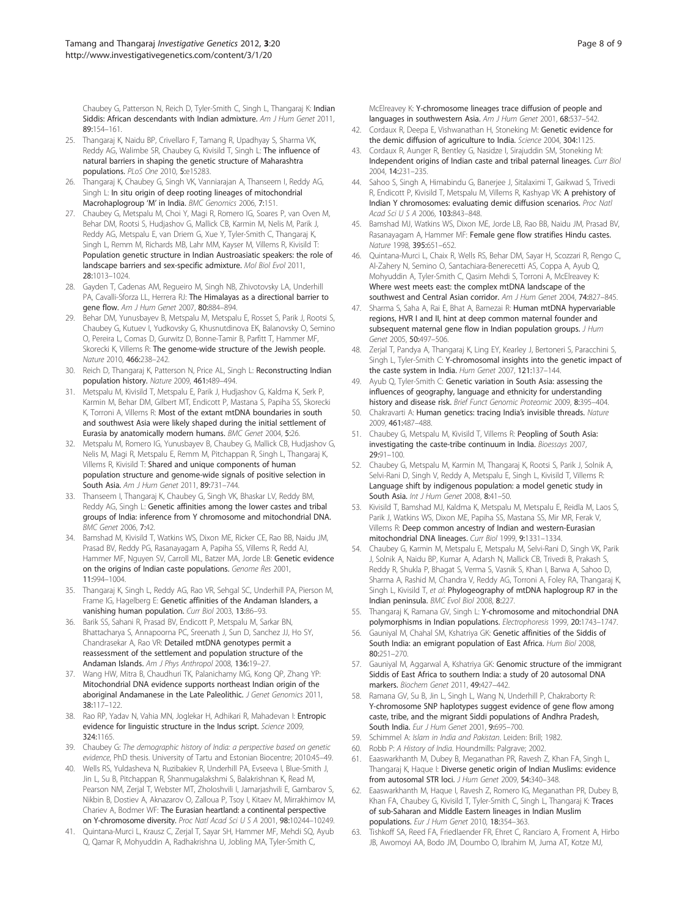Chaubey G, Patterson N, Reich D, Tyler-Smith C, Singh L, Thangaraj K: Indian Siddis: African descendants with Indian admixture. *Am J Hum Genet* 2011, **89**:154–161.

25. Thangaraj K, Naidu BP, Crivellaro F, Tamang R, Upadhyay S, Sharma VK, Reddy AG, Walimbe SR, Chaubey G, Kivisild T, Singh L: The influence of natural barriers in shaping the genetic structure of Maharashtra populations. *PLoS One* 2010, **5**:e15283.
26. Thangaraj K, Chaubey G, Singh VK, Vanniarajan A, Thanseem I, Reddy AG, Singh L: In situ origin of deep rooting lineages of mitochondrial Macrohaplogroup 'M' in India. *BMC Genomics* 2006, **7**:151.
27. Chaubey G, Metspalu M, Choi Y, Magi R, Romero IG, Soares P, van Oven M, Behar DM, Rootsi S, Hudjashov G, Mallick CB, Karmin M, Nelis M, Parik J, Reddy AG, Metspalu E, van Driem G, Xue Y, Tyler-Smith C, Thangaraj K, Singh L, Remm M, Richards MB, Lahr MM, Kayser M, Villems R, Kivisild T: Population genetic structure in Indian Austroasiatic speakers: the role of landscape barriers and sex-specific admixture. *Mol Biol Evol* 2011, **28**:1013–1024.
28. Gayden T, Cadenas AM, Regueiro M, Singh NB, Zhivotovsky LA, Underhill PA, Cavalli-Sforza LL, Herrera RJ: The Himalayas as a directional barrier to gene flow. *Am J Hum Genet* 2007, **80**:884–894.
29. Behar DM, Yunusbayev B, Metspalu M, Metspalu E, Rosset S, Parik J, Rootsi S, Chaubey G, Kutuev I, Yudkovsky G, Khusnutdinova EK, Balanovsky O, Semino O, Pereira L, Comas D, Gurwitz D, Bonne-Tamir B, Parfitt T, Hammer MF, Skorecki K, Villems R: The genome-wide structure of the Jewish people. *Nature* 2010, **466**:238–242.
30. Reich D, Thangaraj K, Patterson N, Price AL, Singh L: Reconstructing Indian population history. *Nature* 2009, **461**:489–494.
31. Metspalu M, Kivisild T, Metspalu E, Parik J, Hudjashov G, Kaldma K, Serk P, Karmin M, Behar DM, Gilbert MT, Endicott P, Mastana S, Papiha SS, Skorecki K, Torroni A, Villems R: Most of the extant mtDNA boundaries in south and southwest Asia were likely shaped during the initial settlement of Eurasia by anatomically modern humans. *BMC Genet* 2004, **5**:26.
32. Metspalu M, Romero IG, Yunusbayev B, Chaubey G, Mallick CB, Hudjashov G, Nelis M, Magi R, Metspalu E, Remm M, Pitchappan R, Singh L, Thangaraj K, Villems R, Kivisild T: Shared and unique components of human population structure and genome-wide signals of positive selection in South Asia. *Am J Hum Genet* 2011, **89**:731–744.
33. Thanseem I, Thangaraj K, Chaubey G, Singh VK, Bhaskar LV, Reddy BM, Reddy AG, Singh L: Genetic affinities among the lower castes and tribal groups of India: inference from Y chromosome and mitochondrial DNA. *BMC Genet* 2006, **7**:42.
34. Bamshad M, Kivisild T, Watkins WS, Dixon ME, Ricker CE, Rao BB, Naidu JM, Prasad BV, Reddy PG, Rasanayagam A, Papiha SS, Villems R, Redd AJ, Hammer MF, Nguyen SV, Carroll ML, Batzer MA, Jorde LB: Genetic evidence on the origins of Indian caste populations. *Genome Res* 2001, **11**:994–1004.
35. Thangaraj K, Singh L, Reddy AG, Rao VR, Sehgal SC, Underhill PA, Pierson M, Frame IG, Hagelberg E: Genetic affinities of the Andaman Islanders, a vanishing human population. *Curr Biol* 2003, **13**:86–93.
36. Barik SS, Sahani R, Prasad BV, Endicott P, Metspalu M, Sarkar BN, Bhattacharya S, Annapoorna PC, Sreenath J, Sun D, Sanchez JJ, Ho SY, Chandrasekar A, Rao VR: Detailed mtDNA genotypes permit a reassessment of the settlement and population structure of the Andaman Islands. *Am J Phys Anthropol* 2008, **136**:19–27.
37. Wang HW, Mitra B, Chaudhuri TK, Palanichamy MG, Kong QP, Zhang YP: Mitochondrial DNA evidence supports northeast Indian origin of the aboriginal Andamanese in the Late Paleolithic. *J Genet Genomics* 2011, **38**:117–122.
38. Rao RP, Yadav N, Vahia MN, Joglekar H, Adhikari R, Mahadevan I: Entropic evidence for linguistic structure in the Indus script. *Science* 2009, **324**:1165.
39. Chaubey G: *The demographic history of India: a perspective based on genetic evidence*, PhD thesis. University of Tartu and Estonian Biocentre; 2010:45–49.
40. Wells RS, Yuldasheva N, Ruzibakiev R, Underhill PA, Evseeva I, Blue-Smith J, Jin L, Su B, Pitchappan R, Shanmugalakshmi S, Balakrishnan K, Read M, Pearson NM, Zerjal T, Webster MT, Zholoshvili I, Jamarjashvili E, Gambarov S, Nikbin B, Dostiev A, Aknazarov O, Zalloua P, Tsoy I, Kitaev M, Mirrakhimov M, Chariev A, Bodmer WF: The Eurasian heartland: a continental perspective on Y-chromosome diversity. *Proc Natl Acad Sci U S A* 2001, **98**:10244–10249.
41. Quintana-Murci L, Krausz C, Zerjal T, Sayar SH, Hammer MF, Mehdi SQ, Ayub Q, Qamar R, Mohyuddin A, Radhakrishna U, Jobling MA, Tyler-Smith C, McElreavey K: Y-chromosome lineages trace diffusion of people and languages in southwestern Asia. *Am J Hum Genet* 2001, **68**:537–542.
42. Cordaux R, Deepa E, Vishwanathan H, Stoneking M: Genetic evidence for the demic diffusion of agriculture to India. *Science* 2004, **304**:1125.
43. Cordaux R, Aunger R, Bentley G, Nasidze I, Sirajuddin SM, Stoneking M: Independent origins of Indian caste and tribal paternal lineages. *Curr Biol* 2004, **14**:231–235.
44. Sahoo S, Singh A, Himabindu G, Banerjee J, Sitalaximi T, Gaikwad S, Trivedi R, Endicott P, Kivisild T, Metspalu M, Villems R, Kashyap VK: A prehistory of Indian Y chromosomes: evaluating demic diffusion scenarios. *Proc Natl Acad Sci U S A* 2006, **103**:843–848.
45. Bamshad MJ, Watkins WS, Dixon ME, Jorde LB, Rao BB, Naidu JM, Prasad BV, Rasanayagam A, Hammer MF: Female gene flow stratifies Hindu castes. *Nature* 1998, **395**:651–652.
46. Quintana-Murci L, Chaix R, Wells RS, Behar DM, Sayar H, Scozzari R, Rengo C, Al-Zahery N, Semino O, Santachiara-Benerecetti AS, Coppa A, Ayub Q, Mohyuddin A, Tyler-Smith C, Qasim Mehdi S, Torroni A, McElreavey K: Where west meets east: the complex mtDNA landscape of the southwest and Central Asian corridor. *Am J Hum Genet* 2004, **74**:827–845.
47. Sharma S, Saha A, Rai E, Bhat A, Bamezai R: Human mtDNA hypervariable regions, HVR I and II, hint at deep common maternal founder and subsequent maternal gene flow in Indian population groups. *J Hum Genet* 2005, **50**:497–506.
48. Zerjal T, Pandya A, Thangaraj K, Ling EY, Kearley J, Bertoneri S, Paracchini S, Singh L, Tyler-Smith C: Y-chromosomal insights into the genetic impact of the caste system in India. *Hum Genet* 2007, **121**:137–144.
49. Ayub Q, Tyler-Smith C: Genetic variation in South Asia: assessing the influences of geography, language and ethnicity for understanding history and disease risk. *Brief Funct Genomic Proteomic* 2009, **8**:395–404.
50. Chakravarti A: Human genetics: tracing India's invisible threads. *Nature* 2009, **461**:487–488.
51. Chaubey G, Metspalu M, Kivisild T, Villems R: Peopling of South Asia: investigating the caste-tribe continuum in India. *Bioessays* 2007, **29**:91–100.
52. Chaubey G, Metspalu M, Karmin M, Thangaraj K, Rootsi S, Parik J, Solnik A, Selvi-Rani D, Singh V, Reddy A, Metspalu E, Singh L, Kivisild T, Villems R: Language shift by indigenous population: a model genetic study in South Asia. *Int J Hum Genet* 2008, **8**:41–50.
53. Kivisild T, Bamshad MJ, Kaldma K, Metspalu M, Metspalu E, Reidla M, Laos S, Parik J, Watkins WS, Dixon ME, Papiha SS, Mastana SS, Mir MR, Ferak V, Villems R: Deep common ancestry of Indian and western-Eurasian mitochondrial DNA lineages. *Curr Biol* 1999, **9**:1331–1334.
54. Chaubey G, Karmin M, Metspalu E, Metspalu M, Selvi-Rani D, Singh VK, Parik J, Solnik A, Naidu BP, Kumar A, Adarsh N, Mallick CB, Trivedi B, Prakash S, Reddy R, Shukla P, Bhagat S, Verma S, Vasnik S, Khan I, Barwa A, Sahoo D, Sharma A, Rashid M, Chandra V, Reddy AG, Torroni A, Foley RA, Thangaraj K, Singh L, Kivisild T, *et al*: Phylogeography of mtDNA haplogroup R7 in the Indian peninsula. *BMC Evol Biol* 2008, **8**:227.
55. Thangaraj K, Ramana GV, Singh L: Y-chromosome and mitochondrial DNA polymorphisms in Indian populations. *Electrophoresis* 1999, **20**:1743–1747.
56. Gauniyal M, Chahal SM, Kshatriya GK: Genetic affinities of the Siddis of South India: an emigrant population of East Africa. *Hum Biol* 2008, **80**:251–270.
57. Gauniyal M, Aggarwal A, Kshatriya GK: Genomic structure of the immigrant Siddis of East Africa to southern India: a study of 20 autosomal DNA markers. *Biochem Genet* 2011, **49**:427–442.
58. Ramana GV, Su B, Jin L, Singh L, Wang N, Underhill P, Chakraborty R: Y-chromosome SNP haplotypes suggest evidence of gene flow among caste, tribe, and the migrant Siddi populations of Andhra Pradesh, South India. *Eur J Hum Genet* 2001, **9**:695–700.
59. Schimmel A: *Islam in India and Pakistan*. Leiden: Brill; 1982.
60. Robb P: *A History of India*. Houndmills: Palgrave; 2002.
61. Eaaswarkhanth M, Dubey B, Meganathan PR, Ravesh Z, Khan FA, Singh L, Thangaraj K, Haque I: Diverse genetic origin of Indian Muslims: evidence from autosomal STR loci. *J Hum Genet* 2009, **54**:340–348.
62. Eaaswarkhanth M, Haque I, Ravesh Z, Romero IG, Meganathan PR, Dubey B, Khan FA, Chaubey G, Kivisild T, Tyler-Smith C, Singh L, Thangaraj K: Traces of sub-Saharan and Middle Eastern lineages in Indian Muslim populations. *Eur J Hum Genet* 2010, **18**:354–363.
63. Tishkoff SA, Reed FA, Friedlaender FR, Ehret C, Ranciaro A, Froment A, Hirbo JB, Awomoyi AA, Bodo JM, Doumbo O, Ibrahim M, Juma AT, Kotze MJ,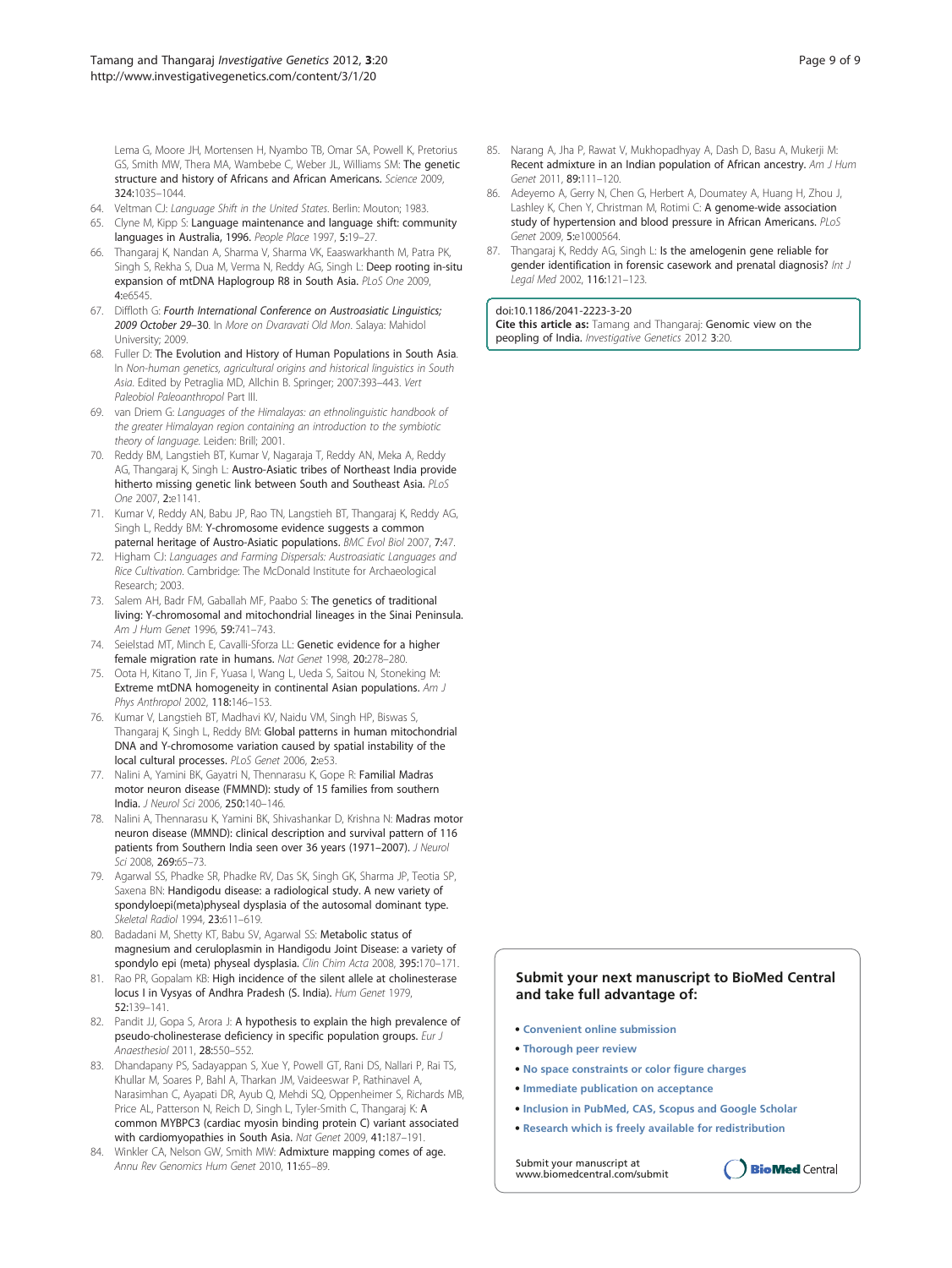Lema G, Moore JH, Mortensen H, Nyambo TB, Omar SA, Powell K, Pretorius GS, Smith MW, Thera MA, Wambebe C, Weber JL, Williams SM: **The genetic structure and history of Africans and African Americans.** *Science* 2009, **324:**1035–1044.

64. Veltman CJ: *Language Shift in the United States*. Berlin: Mouton; 1983.
65. Clyne M, Kipp S: **Language maintenance and language shift: community languages in Australia, 1996.** *People Place* 1997, **5:**19–27.
66. Thangaraj K, Nandan A, Sharma V, Sharma VK, Eaaswarkhanth M, Patra PK, Singh S, Rekha S, Dua M, Verma N, Reddy AG, Singh L: **Deep rooting in-situ expansion of mtDNA Haplogroup R8 in South Asia.** *PLoS One* 2009, **4:**e6545.
67. Diffloth G: ***Fourth International Conference on Austroasiatic Linguistics; 2009 October 29–30***. In *More on Dvaravati Old Mon*. Salaya: Mahidol University; 2009.
68. Fuller D: **The Evolution and History of Human Populations in South Asia**. In *Non-human genetics, agricultural origins and historical linguistics in South Asia*. Edited by Petraglia MD, Allchin B. Springer; 2007:393–443. *Vert Paleobiol Paleoanthropol* Part III.
69. van Driem G: *Languages of the Himalayas: an ethnolinguistic handbook of the greater Himalayan region containing an introduction to the symbiotic theory of language*. Leiden: Brill; 2001.
70. Reddy BM, Langstieh BT, Kumar V, Nagaraja T, Reddy AN, Meka A, Reddy AG, Thangaraj K, Singh L: **Austro-Asiatic tribes of Northeast India provide hitherto missing genetic link between South and Southeast Asia.** *PLoS One* 2007, **2:**e1141.
71. Kumar V, Reddy AN, Babu JP, Rao TN, Langstieh BT, Thangaraj K, Reddy AG, Singh L, Reddy BM: **Y-chromosome evidence suggests a common paternal heritage of Austro-Asiatic populations.** *BMC Evol Biol* 2007, **7:**47.
72. Higham CJ: *Languages and Farming Dispersals: Austroasiatic Languages and Rice Cultivation*. Cambridge: The McDonald Institute for Archaeological Research; 2003.
73. Salem AH, Badr FM, Gaballah MF, Paabo S: **The genetics of traditional living: Y-chromosomal and mitochondrial lineages in the Sinai Peninsula.** *Am J Hum Genet* 1996, **59:**741–743.
74. Seielstad MT, Minch E, Cavalli-Sforza LL: **Genetic evidence for a higher female migration rate in humans.** *Nat Genet* 1998, **20:**278–280.
75. Oota H, Kitano T, Jin F, Yuasa I, Wang L, Ueda S, Saitou N, Stoneking M: **Extreme mtDNA homogeneity in continental Asian populations.** *Am J Phys Anthropol* 2002, **118:**146–153.
76. Kumar V, Langstieh BT, Madhavi KV, Naidu VM, Singh HP, Biswas S, Thangaraj K, Singh L, Reddy BM: **Global patterns in human mitochondrial DNA and Y-chromosome variation caused by spatial instability of the local cultural processes.** *PLoS Genet* 2006, **2:**e53.
77. Nalini A, Yamini BK, Gayatri N, Thennarasu K, Gope R: **Familial Madras motor neuron disease (FMMND): study of 15 families from southern India.** *J Neurol Sci* 2006, **250:**140–146.
78. Nalini A, Thennarasu K, Yamini BK, Shivashankar D, Krishna N: **Madras motor neuron disease (MMND): clinical description and survival pattern of 116 patients from Southern India seen over 36 years (1971–2007).** *J Neurol Sci* 2008, **269:**65–73.
79. Agarwal SS, Phadke SR, Phadke RV, Das SK, Singh GK, Sharma JP, Teotia SP, Saxena BN: **Handigodu disease: a radiological study. A new variety of spondyloepi(meta)physeal dysplasia of the autosomal dominant type.** *Skeletal Radiol* 1994, **23:**611–619.
80. Badadani M, Shetty KT, Babu SV, Agarwal SS: **Metabolic status of magnesium and ceruloplasmin in Handigodu Joint Disease: a variety of spondylo epi (meta) physeal dysplasia.** *Clin Chim Acta* 2008, **395:**170–171.
81. Rao PR, Gopalam KB: **High incidence of the silent allele at cholinesterase locus I in Vysyas of Andhra Pradesh (S. India).** *Hum Genet* 1979, **52:**139–141.
82. Pandit JJ, Gopa S, Arora J: **A hypothesis to explain the high prevalence of pseudo-cholinesterase deficiency in specific population groups.** *Eur J Anaesthesiol* 2011, **28:**550–552.
83. Dhandapany PS, Sadayappan S, Xue Y, Powell GT, Rani DS, Nallari P, Rai TS, Khullar M, Soares P, Bahl A, Tharkan JM, Vaideeswar P, Rathinavel A, Narasimhan C, Ayapati DR, Ayub Q, Mehdi SQ, Oppenheimer S, Richards MB, Price AL, Patterson N, Reich D, Singh L, Tyler-Smith C, Thangaraj K: **A common MYBPC3 (cardiac myosin binding protein C) variant associated with cardiomyopathies in South Asia.** *Nat Genet* 2009, **41:**187–191.
84. Winkler CA, Nelson GW, Smith MW: **Admixture mapping comes of age.** *Annu Rev Genomics Hum Genet* 2010, **11:**65–89.
85. Narang A, Jha P, Rawat V, Mukhopadhyay A, Dash D, Basu A, Mukerji M: **Recent admixture in an Indian population of African ancestry.** *Am J Hum Genet* 2011, **89:**111–120.
86. Adeyemo A, Gerry N, Chen G, Herbert A, Doumatey A, Huang H, Zhou J, Lashley K, Chen Y, Christman M, Rotimi C: **A genome-wide association study of hypertension and blood pressure in African Americans.** *PLoS Genet* 2009, **5:**e1000564.
87. Thangaraj K, Reddy AG, Singh L: **Is the amelogenin gene reliable for gender identification in forensic casework and prenatal diagnosis?** *Int J Legal Med* 2002, **116:**121–123.

doi:10.1186/2041-2223-3-20
**Cite this article as:** Tamang and Thangaraj: Genomic view on the peopling of India. *Investigative Genetics* 2012 **3**:20.

**Submit your next manuscript to BioMed Central and take full advantage of:**

- **Convenient online submission**
- **Thorough peer review**
- **No space constraints or color figure charges**
- **Immediate publication on acceptance**
- **Inclusion in PubMed, CAS, Scopus and Google Scholar**
- **Research which is freely available for redistribution**

Submit your manuscript at
www.biomedcentral.com/submit

BioMed Central